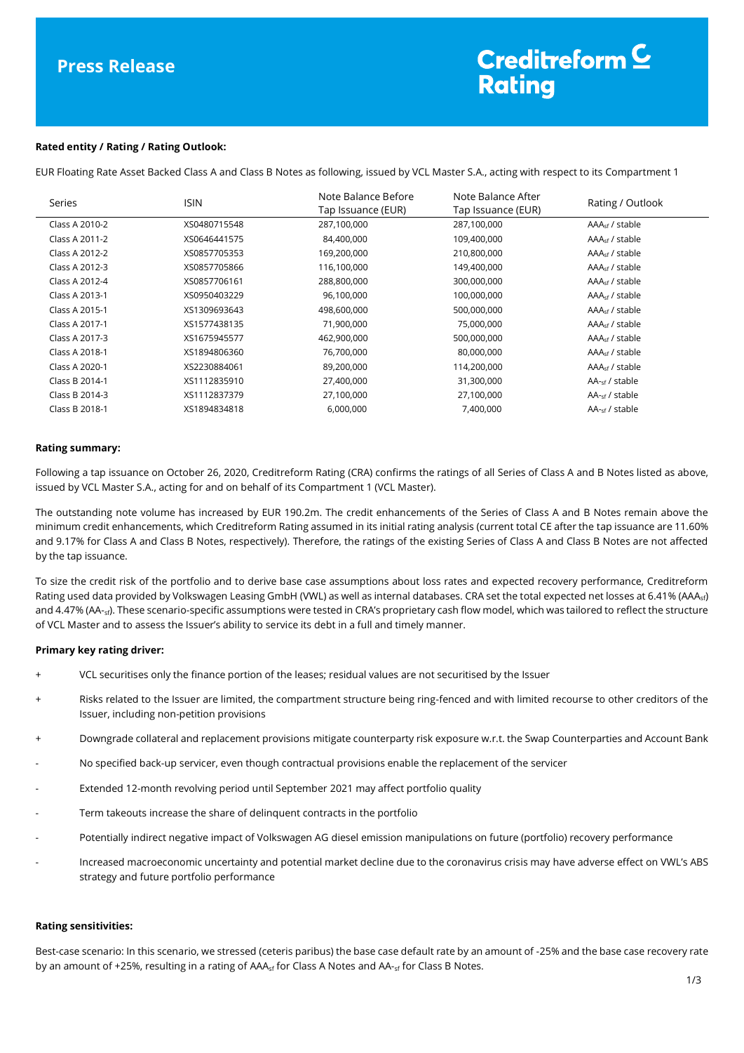# Press Release

Creditreform Rating

**Rated entity / Rating / Rating Outlook:**

EUR Floating Rate Asset Backed Class A and Class B Notes as following, issued by VCL Master S.A., acting with respect to its Compartment 1

| Series | ISIN | Note Balance Before Tap Issuance (EUR) | Note Balance After Tap Issuance (EUR) | Rating / Outlook |
|---|---|---|---|---|
| Class A 2010-2 | XS0480715548 | 287,100,000 | 287,100,000 | $AAA_{sf}$ / stable |
| Class A 2011-2 | XS0646441575 | 84,400,000 | 109,400,000 | $AAA_{sf}$ / stable |
| Class A 2012-2 | XS0857705353 | 169,200,000 | 210,800,000 | $AAA_{sf}$ / stable |
| Class A 2012-3 | XS0857705866 | 116,100,000 | 149,400,000 | $AAA_{sf}$ / stable |
| Class A 2012-4 | XS0857706161 | 288,800,000 | 300,000,000 | $AAA_{sf}$ / stable |
| Class A 2013-1 | XS0950403229 | 96,100,000 | 100,000,000 | $AAA_{sf}$ / stable |
| Class A 2015-1 | XS1309693643 | 498,600,000 | 500,000,000 | $AAA_{sf}$ / stable |
| Class A 2017-1 | XS1577438135 | 71,900,000 | 75,000,000 | $AAA_{sf}$ / stable |
| Class A 2017-3 | XS1675945577 | 462,900,000 | 500,000,000 | $AAA_{sf}$ / stable |
| Class A 2018-1 | XS1894806360 | 76,700,000 | 80,000,000 | $AAA_{sf}$ / stable |
| Class A 2020-1 | XS2230884061 | 89,200,000 | 114,200,000 | $AAA_{sf}$ / stable |
| Class B 2014-1 | XS1112835910 | 27,400,000 | 31,300,000 | $AA-_{sf}$ / stable |
| Class B 2014-3 | XS1112837379 | 27,100,000 | 27,100,000 | $AA-_{sf}$ / stable |
| Class B 2018-1 | XS1894834818 | 6,000,000 | 7,400,000 | $AA-_{sf}$ / stable |

**Rating summary:**

Following a tap issuance on October 26, 2020, Creditreform Rating (CRA) confirms the ratings of all Series of Class A and B Notes listed as above, issued by VCL Master S.A., acting for and on behalf of its Compartment 1 (VCL Master).

The outstanding note volume has increased by EUR 190.2m. The credit enhancements of the Series of Class A and B Notes remain above the minimum credit enhancements, which Creditreform Rating assumed in its initial rating analysis (current total CE after the tap issuance are 11.60% and 9.17% for Class A and Class B Notes, respectively). Therefore, the ratings of the existing Series of Class A and Class B Notes are not affected by the tap issuance.

To size the credit risk of the portfolio and to derive base case assumptions about loss rates and expected recovery performance, Creditreform Rating used data provided by Volkswagen Leasing GmbH (VWL) as well as internal databases. CRA set the total expected net losses at 6.41% ($AAA_{sf}$) and 4.47% ($AA-_{sf}$). These scenario-specific assumptions were tested in CRA's proprietary cash flow model, which was tailored to reflect the structure of VCL Master and to assess the Issuer's ability to service its debt in a full and timely manner.

**Primary key rating driver:**

- \+ VCL securitises only the finance portion of the leases; residual values are not securitised by the Issuer
- \+ Risks related to the Issuer are limited, the compartment structure being ring-fenced and with limited recourse to other creditors of the Issuer, including non-petition provisions
- \+ Downgrade collateral and replacement provisions mitigate counterparty risk exposure w.r.t. the Swap Counterparties and Account Bank
- \- No specified back-up servicer, even though contractual provisions enable the replacement of the servicer
- \- Extended 12-month revolving period until September 2021 may affect portfolio quality
- \- Term takeouts increase the share of delinquent contracts in the portfolio
- \- Potentially indirect negative impact of Volkswagen AG diesel emission manipulations on future (portfolio) recovery performance
- \- Increased macroeconomic uncertainty and potential market decline due to the coronavirus crisis may have adverse effect on VWL's ABS strategy and future portfolio performance

**Rating sensitivities:**

Best-case scenario: In this scenario, we stressed (ceteris paribus) the base case default rate by an amount of -25% and the base case recovery rate by an amount of +25%, resulting in a rating of $AAA_{sf}$ for Class A Notes and $AA-_{sf}$ for Class B Notes.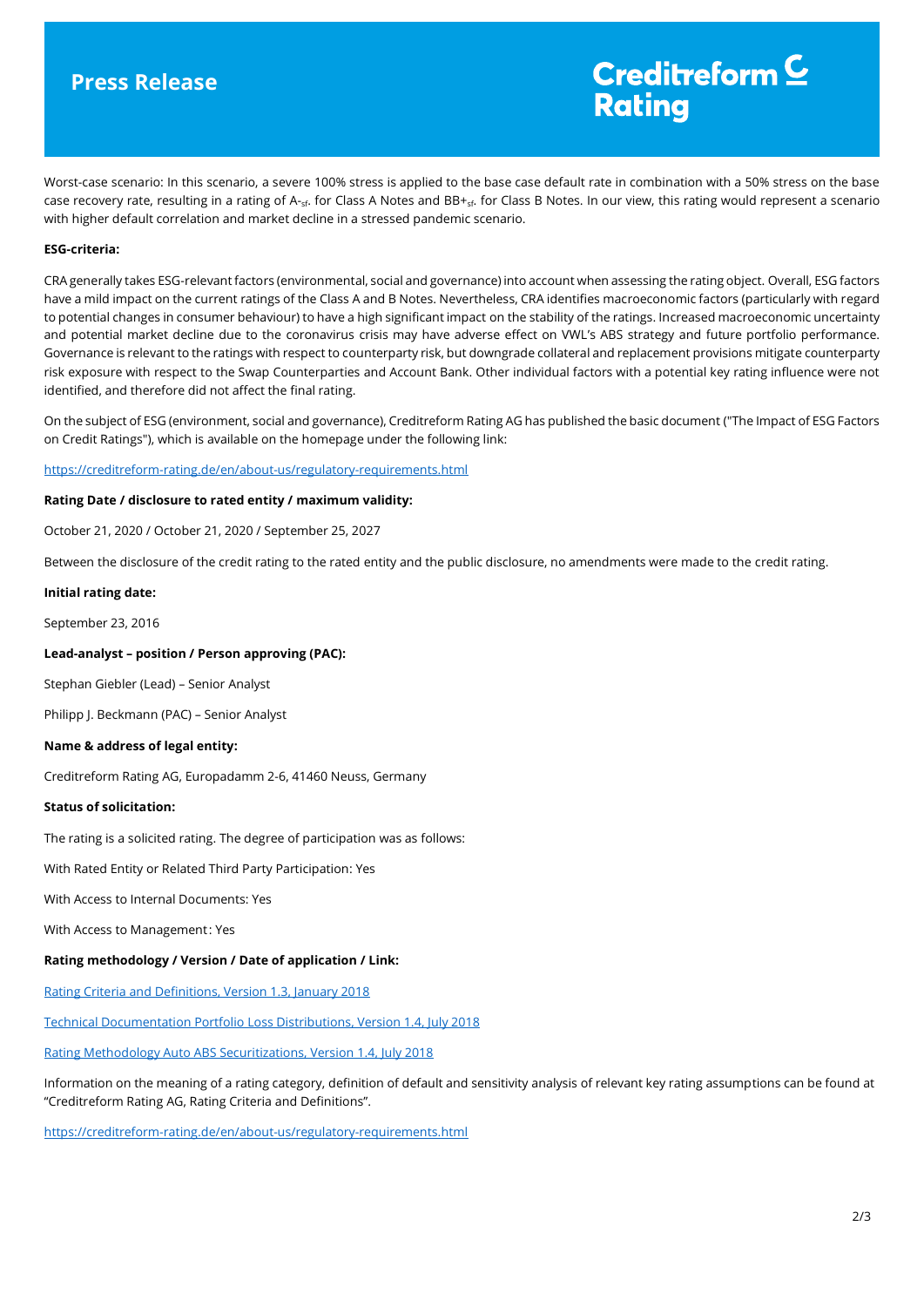Worst-case scenario: In this scenario, a severe 100% stress is applied to the base case default rate in combination with a 50% stress on the base case recovery rate, resulting in a rating of A-$_{sf}$ for Class A Notes and BB+$_{sf}$ for Class B Notes. In our view, this rating would represent a scenario with higher default correlation and market decline in a stressed pandemic scenario.

**ESG-criteria:**

CRA generally takes ESG-relevant factors (environmental, social and governance) into account when assessing the rating object. Overall, ESG factors have a mild impact on the current ratings of the Class A and B Notes. Nevertheless, CRA identifies macroeconomic factors (particularly with regard to potential changes in consumer behaviour) to have a high significant impact on the stability of the ratings. Increased macroeconomic uncertainty and potential market decline due to the coronavirus crisis may have adverse effect on VWL's ABS strategy and future portfolio performance. Governance is relevant to the ratings with respect to counterparty risk, but downgrade collateral and replacement provisions mitigate counterparty risk exposure with respect to the Swap Counterparties and Account Bank. Other individual factors with a potential key rating influence were not identified, and therefore did not affect the final rating.

On the subject of ESG (environment, social and governance), Creditreform Rating AG has published the basic document ("The Impact of ESG Factors on Credit Ratings"), which is available on the homepage under the following link:

https://creditreform-rating.de/en/about-us/regulatory-requirements.html

**Rating Date / disclosure to rated entity / maximum validity:**

October 21, 2020 / October 21, 2020 / September 25, 2027

Between the disclosure of the credit rating to the rated entity and the public disclosure, no amendments were made to the credit rating.

**Initial rating date:**

September 23, 2016

**Lead-analyst – position / Person approving (PAC):**

Stephan Giebler (Lead) – Senior Analyst

Philipp J. Beckmann (PAC) – Senior Analyst

**Name & address of legal entity:**

Creditreform Rating AG, Europadamm 2-6, 41460 Neuss, Germany

**Status of solicitation:**

The rating is a solicited rating. The degree of participation was as follows:

With Rated Entity or Related Third Party Participation: Yes

With Access to Internal Documents: Yes

With Access to Management: Yes

**Rating methodology / Version / Date of application / Link:**

Rating Criteria and Definitions, Version 1.3, January 2018

Technical Documentation Portfolio Loss Distributions, Version 1.4, July 2018

Rating Methodology Auto ABS Securitizations, Version 1.4, July 2018

Information on the meaning of a rating category, definition of default and sensitivity analysis of relevant key rating assumptions can be found at "Creditreform Rating AG, Rating Criteria and Definitions".

https://creditreform-rating.de/en/about-us/regulatory-requirements.html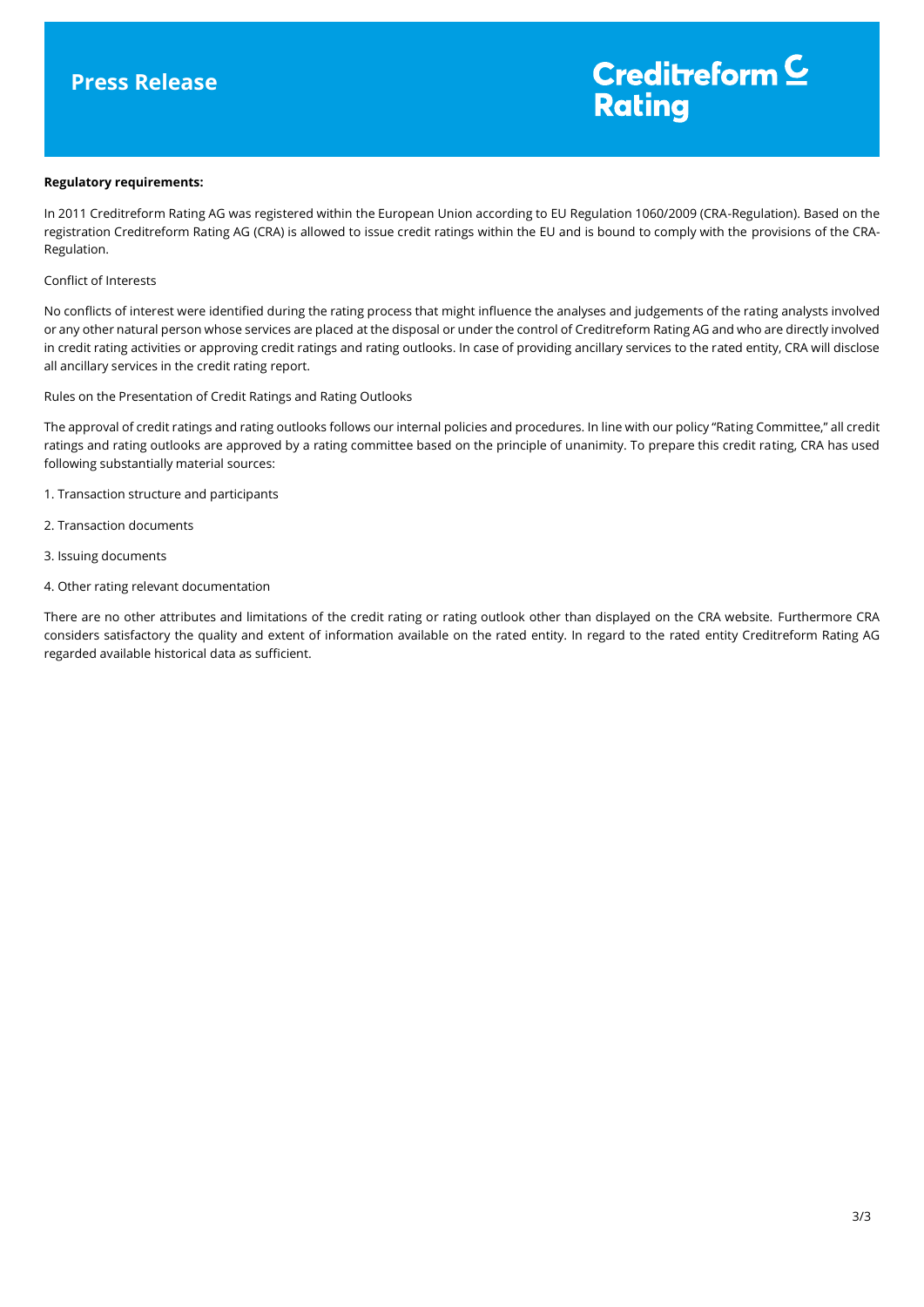**Regulatory requirements:**

In 2011 Creditreform Rating AG was registered within the European Union according to EU Regulation 1060/2009 (CRA-Regulation). Based on the registration Creditreform Rating AG (CRA) is allowed to issue credit ratings within the EU and is bound to comply with the provisions of the CRA-Regulation.

Conflict of Interests

No conflicts of interest were identified during the rating process that might influence the analyses and judgements of the rating analysts involved or any other natural person whose services are placed at the disposal or under the control of Creditreform Rating AG and who are directly involved in credit rating activities or approving credit ratings and rating outlooks. In case of providing ancillary services to the rated entity, CRA will disclose all ancillary services in the credit rating report.

Rules on the Presentation of Credit Ratings and Rating Outlooks

The approval of credit ratings and rating outlooks follows our internal policies and procedures. In line with our policy "Rating Committee," all credit ratings and rating outlooks are approved by a rating committee based on the principle of unanimity. To prepare this credit rating, CRA has used following substantially material sources:

1. Transaction structure and participants

2. Transaction documents

3. Issuing documents

4. Other rating relevant documentation

There are no other attributes and limitations of the credit rating or rating outlook other than displayed on the CRA website. Furthermore CRA considers satisfactory the quality and extent of information available on the rated entity. In regard to the rated entity Creditreform Rating AG regarded available historical data as sufficient.